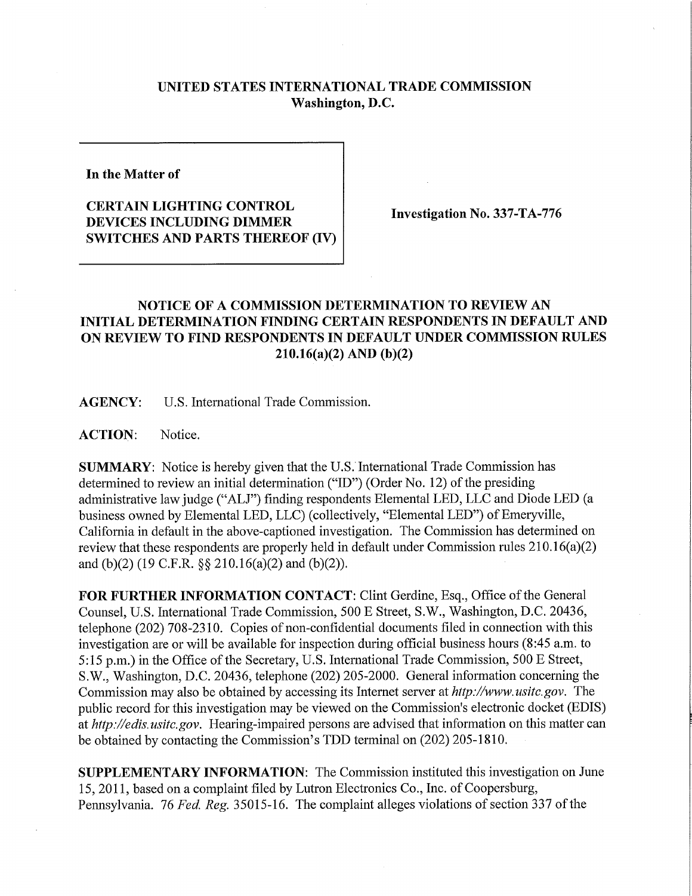**UNITED STATES INTERNATIONAL TRADE COMMISSION**
**Washington, D.C.**

| **In the Matter of** **CERTAIN LIGHTING CONTROL DEVICES INCLUDING DIMMER SWITCHES AND PARTS THEREOF (IV)** | **Investigation No. 337-TA-776** |
|---|---|

## NOTICE OF A COMMISSION DETERMINATION TO REVIEW AN INITIAL DETERMINATION FINDING CERTAIN RESPONDENTS IN DEFAULT AND ON REVIEW TO FIND RESPONDENTS IN DEFAULT UNDER COMMISSION RULES 210.16(a)(2) AND (b)(2)

**AGENCY:** U.S. International Trade Commission.

**ACTION:** Notice.

**SUMMARY:** Notice is hereby given that the U.S. International Trade Commission has determined to review an initial determination ("ID") (Order No. 12) of the presiding administrative law judge ("ALJ") finding respondents Elemental LED, LLC and Diode LED (a business owned by Elemental LED, LLC) (collectively, "Elemental LED") of Emeryville, California in default in the above-captioned investigation. The Commission has determined on review that these respondents are properly held in default under Commission rules 210.16(a)(2) and (b)(2) (19 C.F.R. §§ 210.16(a)(2) and (b)(2)).

**FOR FURTHER INFORMATION CONTACT:** Clint Gerdine, Esq., Office of the General Counsel, U.S. International Trade Commission, 500 E Street, S.W., Washington, D.C. 20436, telephone (202) 708-2310. Copies of non-confidential documents filed in connection with this investigation are or will be available for inspection during official business hours (8:45 a.m. to 5:15 p.m.) in the Office of the Secretary, U.S. International Trade Commission, 500 E Street, S.W., Washington, D.C. 20436, telephone (202) 205-2000. General information concerning the Commission may also be obtained by accessing its Internet server at *http://www.usitc.gov*. The public record for this investigation may be viewed on the Commission's electronic docket (EDIS) at *http://edis.usitc.gov*. Hearing-impaired persons are advised that information on this matter can be obtained by contacting the Commission's TDD terminal on (202) 205-1810.

**SUPPLEMENTARY INFORMATION:** The Commission instituted this investigation on June 15, 2011, based on a complaint filed by Lutron Electronics Co., Inc. of Coopersburg, Pennsylvania. 76 *Fed. Reg.* 35015-16. The complaint alleges violations of section 337 of the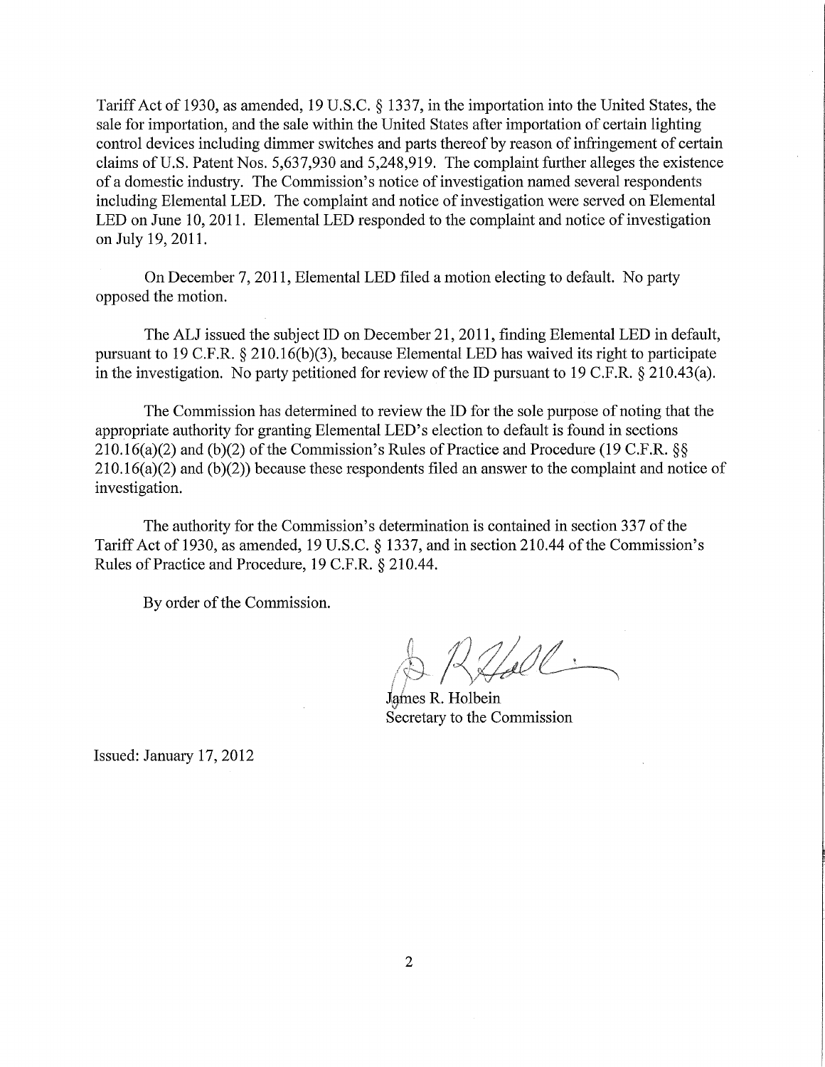Tariff Act of 1930, as amended, 19 U.S.C. § 1337, in the importation into the United States, the sale for importation, and the sale within the United States after importation of certain lighting control devices including dimmer switches and parts thereof by reason of infringement of certain claims of U.S. Patent Nos. 5,637,930 and 5,248,919. The complaint further alleges the existence of a domestic industry. The Commission's notice of investigation named several respondents including Elemental LED. The complaint and notice of investigation were served on Elemental LED on June 10, 2011. Elemental LED responded to the complaint and notice of investigation on July 19, 2011.

On December 7, 2011, Elemental LED filed a motion electing to default. No party opposed the motion.

The ALJ issued the subject ID on December 21, 2011, finding Elemental LED in default, pursuant to 19 C.F.R. § 210.16(b)(3), because Elemental LED has waived its right to participate in the investigation. No party petitioned for review of the ID pursuant to 19 C.F.R. § 210.43(a).

The Commission has determined to review the ID for the sole purpose of noting that the appropriate authority for granting Elemental LED's election to default is found in sections 210.16(a)(2) and (b)(2) of the Commission's Rules of Practice and Procedure (19 C.F.R. §§ 210.16(a)(2) and (b)(2)) because these respondents filed an answer to the complaint and notice of investigation.

The authority for the Commission's determination is contained in section 337 of the Tariff Act of 1930, as amended, 19 U.S.C. § 1337, and in section 210.44 of the Commission's Rules of Practice and Procedure, 19 C.F.R. § 210.44.

By order of the Commission.

James R. Holbein
Secretary to the Commission

Issued: January 17, 2012